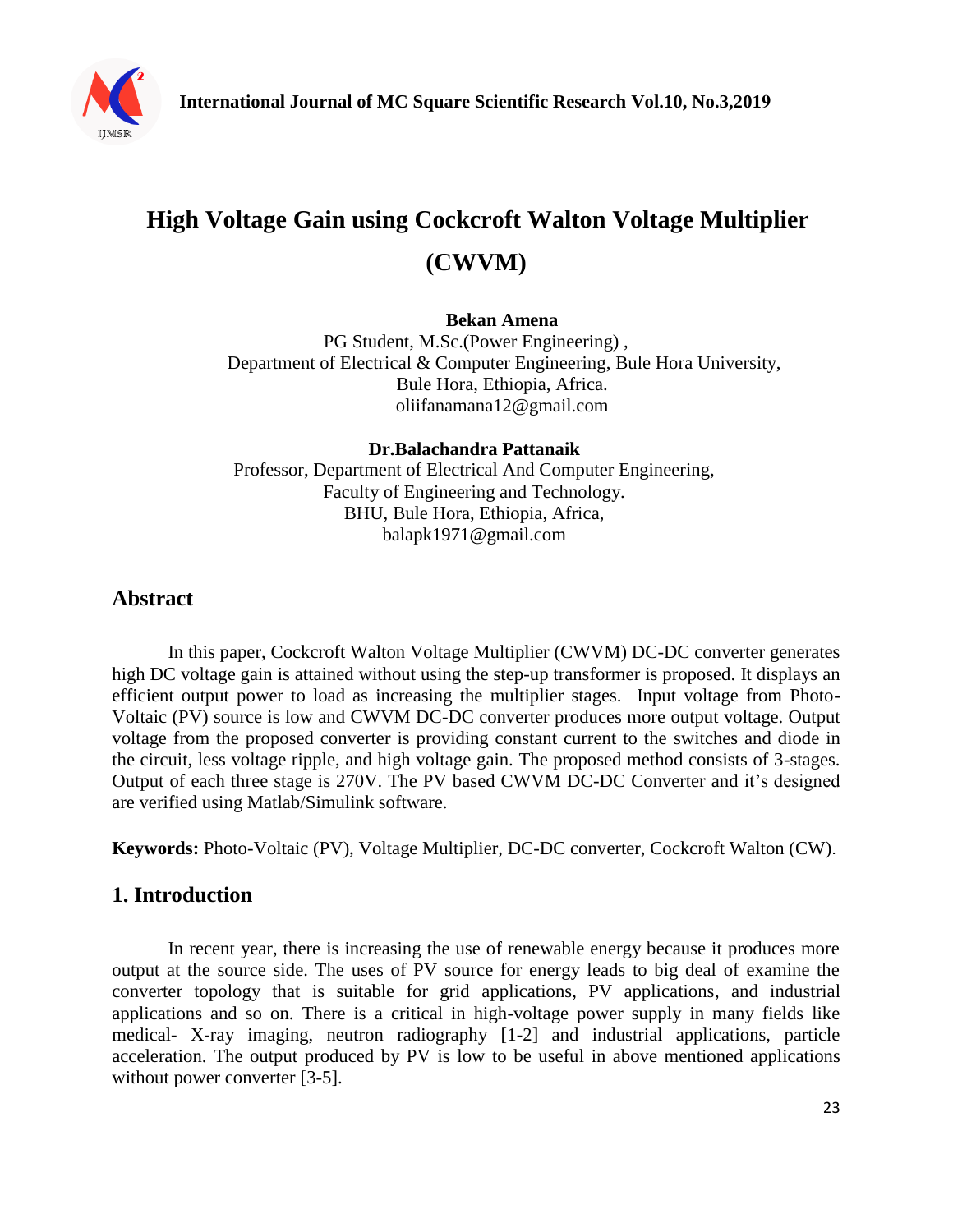# High Voltage Gain using Cockcroft Walton Voltage Multiplier (CWVM)

**Bekan Amena**

PG Student, M.Sc.(Power Engineering) ,
Department of Electrical & Computer Engineering, Bule Hora University,
Bule Hora, Ethiopia, Africa.
oliifanamana12@gmail.com

**Dr.Balachandra Pattanaik**

Professor, Department of Electrical And Computer Engineering,
Faculty of Engineering and Technology.
BHU, Bule Hora, Ethiopia, Africa,
balapk1971@gmail.com

## Abstract

In this paper, Cockcroft Walton Voltage Multiplier (CWVM) DC-DC converter generates high DC voltage gain is attained without using the step-up transformer is proposed. It displays an efficient output power to load as increasing the multiplier stages. Input voltage from Photo-Voltaic (PV) source is low and CWVM DC-DC converter produces more output voltage. Output voltage from the proposed converter is providing constant current to the switches and diode in the circuit, less voltage ripple, and high voltage gain. The proposed method consists of 3-stages. Output of each three stage is 270V. The PV based CWVM DC-DC Converter and it's designed are verified using Matlab/Simulink software.

**Keywords:** Photo-Voltaic (PV), Voltage Multiplier, DC-DC converter, Cockcroft Walton (CW).

## 1. Introduction

In recent year, there is increasing the use of renewable energy because it produces more output at the source side. The uses of PV source for energy leads to big deal of examine the converter topology that is suitable for grid applications, PV applications, and industrial applications and so on. There is a critical in high-voltage power supply in many fields like medical- X-ray imaging, neutron radiography [1-2] and industrial applications, particle acceleration. The output produced by PV is low to be useful in above mentioned applications without power converter [3-5].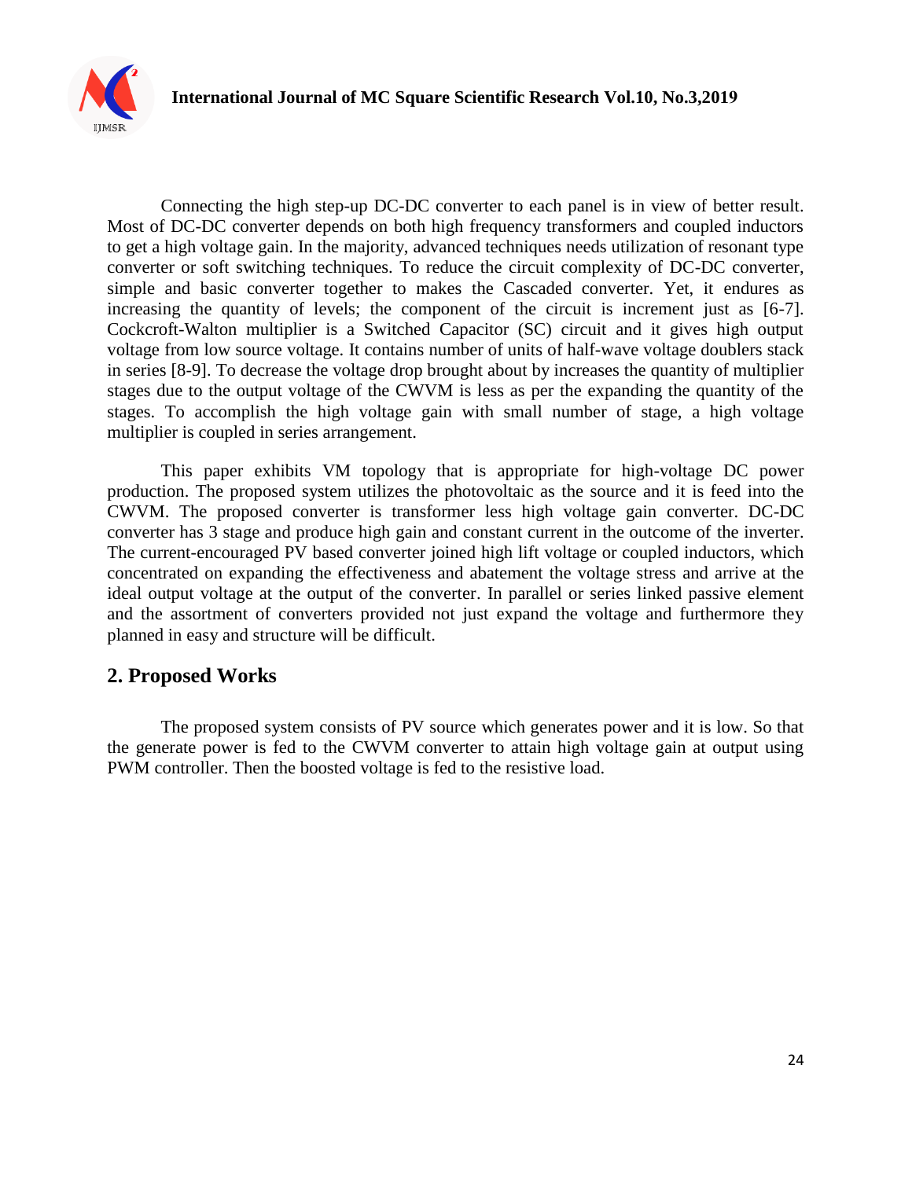Connecting the high step-up DC-DC converter to each panel is in view of better result. Most of DC-DC converter depends on both high frequency transformers and coupled inductors to get a high voltage gain. In the majority, advanced techniques needs utilization of resonant type converter or soft switching techniques. To reduce the circuit complexity of DC-DC converter, simple and basic converter together to makes the Cascaded converter. Yet, it endures as increasing the quantity of levels; the component of the circuit is increment just as [6-7]. Cockcroft-Walton multiplier is a Switched Capacitor (SC) circuit and it gives high output voltage from low source voltage. It contains number of units of half-wave voltage doublers stack in series [8-9]. To decrease the voltage drop brought about by increases the quantity of multiplier stages due to the output voltage of the CWVM is less as per the expanding the quantity of the stages. To accomplish the high voltage gain with small number of stage, a high voltage multiplier is coupled in series arrangement.

This paper exhibits VM topology that is appropriate for high-voltage DC power production. The proposed system utilizes the photovoltaic as the source and it is feed into the CWVM. The proposed converter is transformer less high voltage gain converter. DC-DC converter has 3 stage and produce high gain and constant current in the outcome of the inverter. The current-encouraged PV based converter joined high lift voltage or coupled inductors, which concentrated on expanding the effectiveness and abatement the voltage stress and arrive at the ideal output voltage at the output of the converter. In parallel or series linked passive element and the assortment of converters provided not just expand the voltage and furthermore they planned in easy and structure will be difficult.

## 2. Proposed Works

The proposed system consists of PV source which generates power and it is low. So that the generate power is fed to the CWVM converter to attain high voltage gain at output using PWM controller. Then the boosted voltage is fed to the resistive load.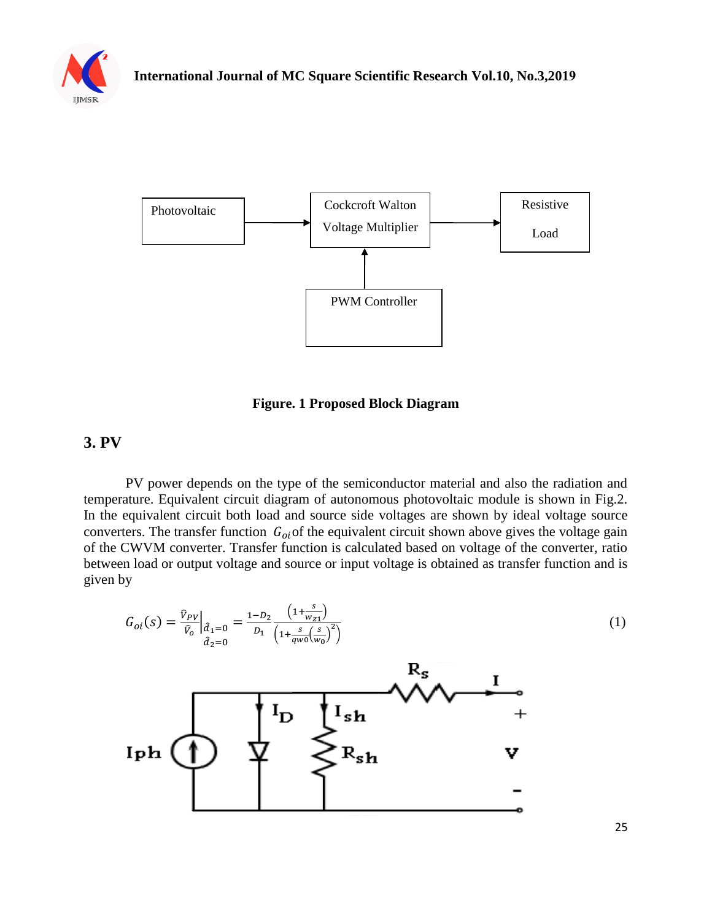Figure. 1 Proposed Block Diagram

## 3. PV

PV power depends on the type of the semiconductor material and also the radiation and temperature. Equivalent circuit diagram of autonomous photovoltaic module is shown in Fig.2. In the equivalent circuit both load and source side voltages are shown by ideal voltage source converters. The transfer function $G_{oi}$ of the equivalent circuit shown above gives the voltage gain of the CWVM converter. Transfer function is calculated based on voltage of the converter, ratio between load or output voltage and source or input voltage is obtained as transfer function and is given by

$$G_{oi}(s) = \left.\frac{\hat{v}_{PV}}{\hat{v}_o}\right|_{\substack{\hat{d}_1=0 \\ \hat{d}_2=0}} = \frac{1-D_2}{D_1} \frac{\left(1+\frac{s}{w_{Z1}}\right)}{\left(1+\frac{s}{qw_0}\left(\frac{s}{w_0}\right)^2\right)} \tag{1}$$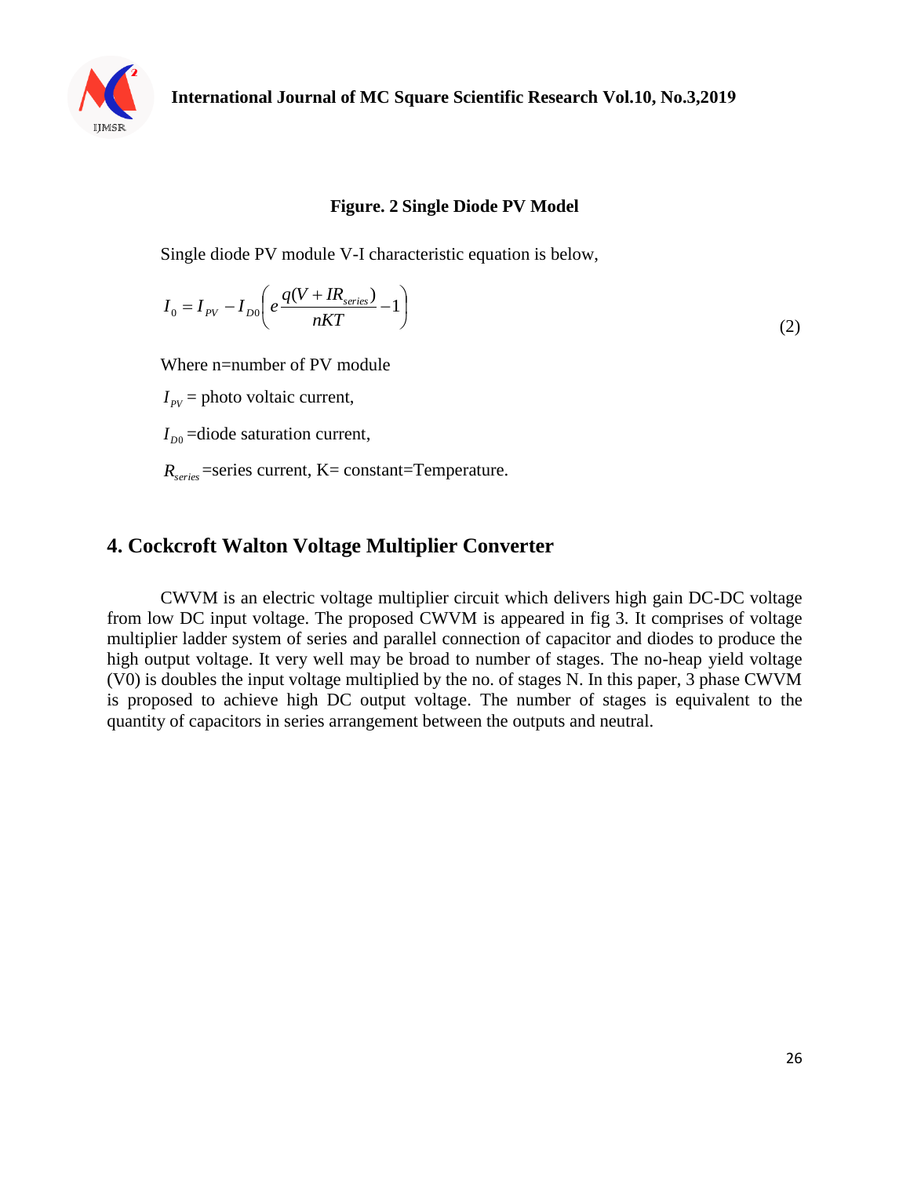**Figure. 2 Single Diode PV Model**

Single diode PV module V-I characteristic equation is below,

$$I_0 = I_{PV} - I_{D0}\left( e\frac{q(V + IR_{series})}{nKT} - 1 \right) \tag{2}$$

Where n=number of PV module

$I_{PV}$ = photo voltaic current,

$I_{D0}$ =diode saturation current,

$R_{series}$ =series current, K= constant=Temperature.

## 4. Cockcroft Walton Voltage Multiplier Converter

CWVM is an electric voltage multiplier circuit which delivers high gain DC-DC voltage from low DC input voltage. The proposed CWVM is appeared in fig 3. It comprises of voltage multiplier ladder system of series and parallel connection of capacitor and diodes to produce the high output voltage. It very well may be broad to number of stages. The no-heap yield voltage (V0) is doubles the input voltage multiplied by the no. of stages N. In this paper, 3 phase CWVM is proposed to achieve high DC output voltage. The number of stages is equivalent to the quantity of capacitors in series arrangement between the outputs and neutral.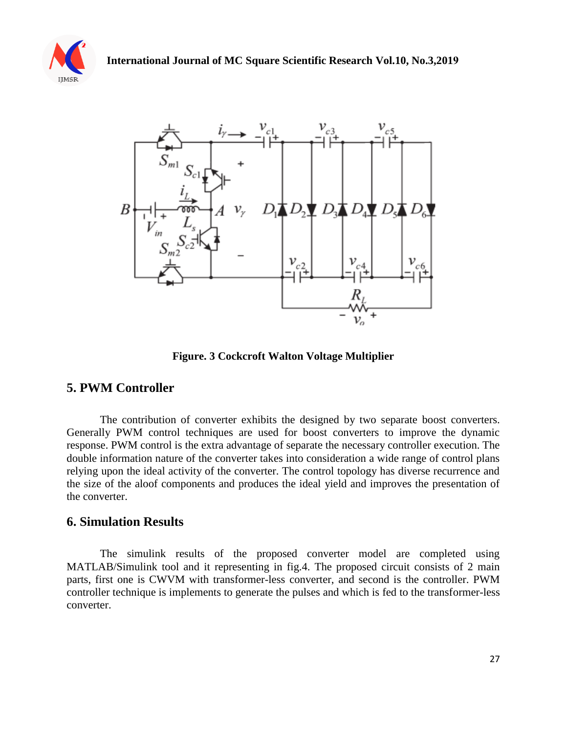Figure. 3 Cockcroft Walton Voltage Multiplier

## 5. PWM Controller

The contribution of converter exhibits the designed by two separate boost converters. Generally PWM control techniques are used for boost converters to improve the dynamic response. PWM control is the extra advantage of separate the necessary controller execution. The double information nature of the converter takes into consideration a wide range of control plans relying upon the ideal activity of the converter. The control topology has diverse recurrence and the size of the aloof components and produces the ideal yield and improves the presentation of the converter.

## 6. Simulation Results

The simulink results of the proposed converter model are completed using MATLAB/Simulink tool and it representing in fig.4. The proposed circuit consists of 2 main parts, first one is CWVM with transformer-less converter, and second is the controller. PWM controller technique is implements to generate the pulses and which is fed to the transformer-less converter.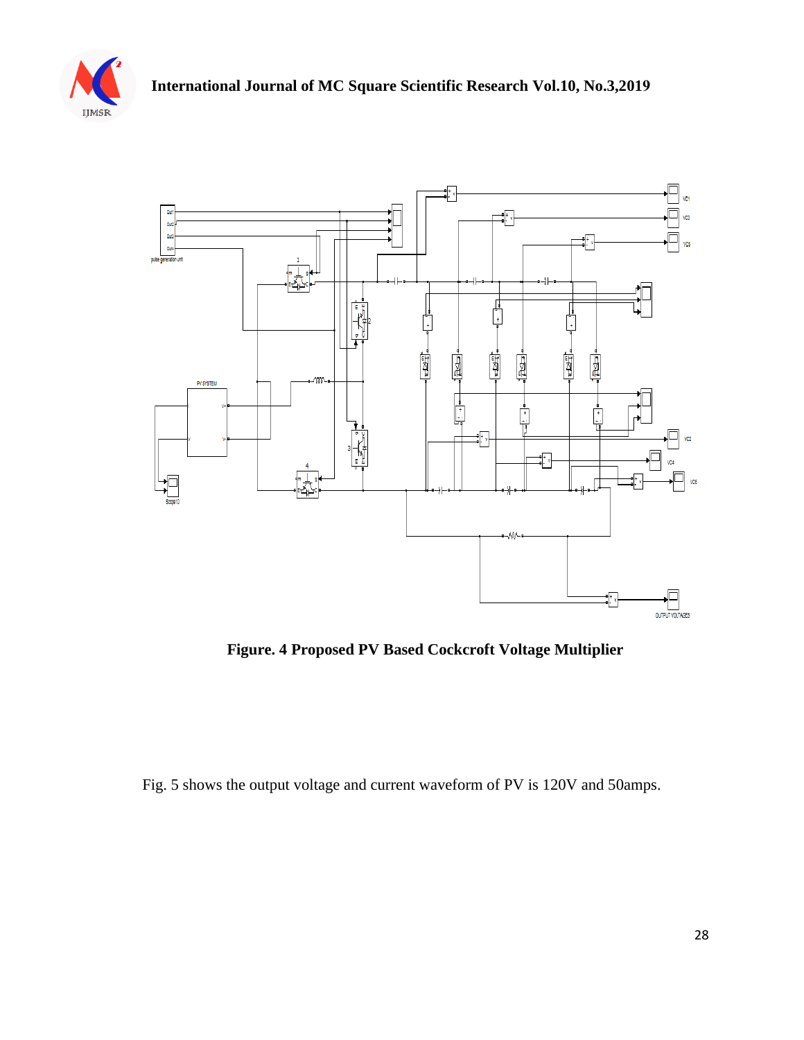**Figure. 4 Proposed PV Based Cockcroft Voltage Multiplier**

Fig. 5 shows the output voltage and current waveform of PV is 120V and 50amps.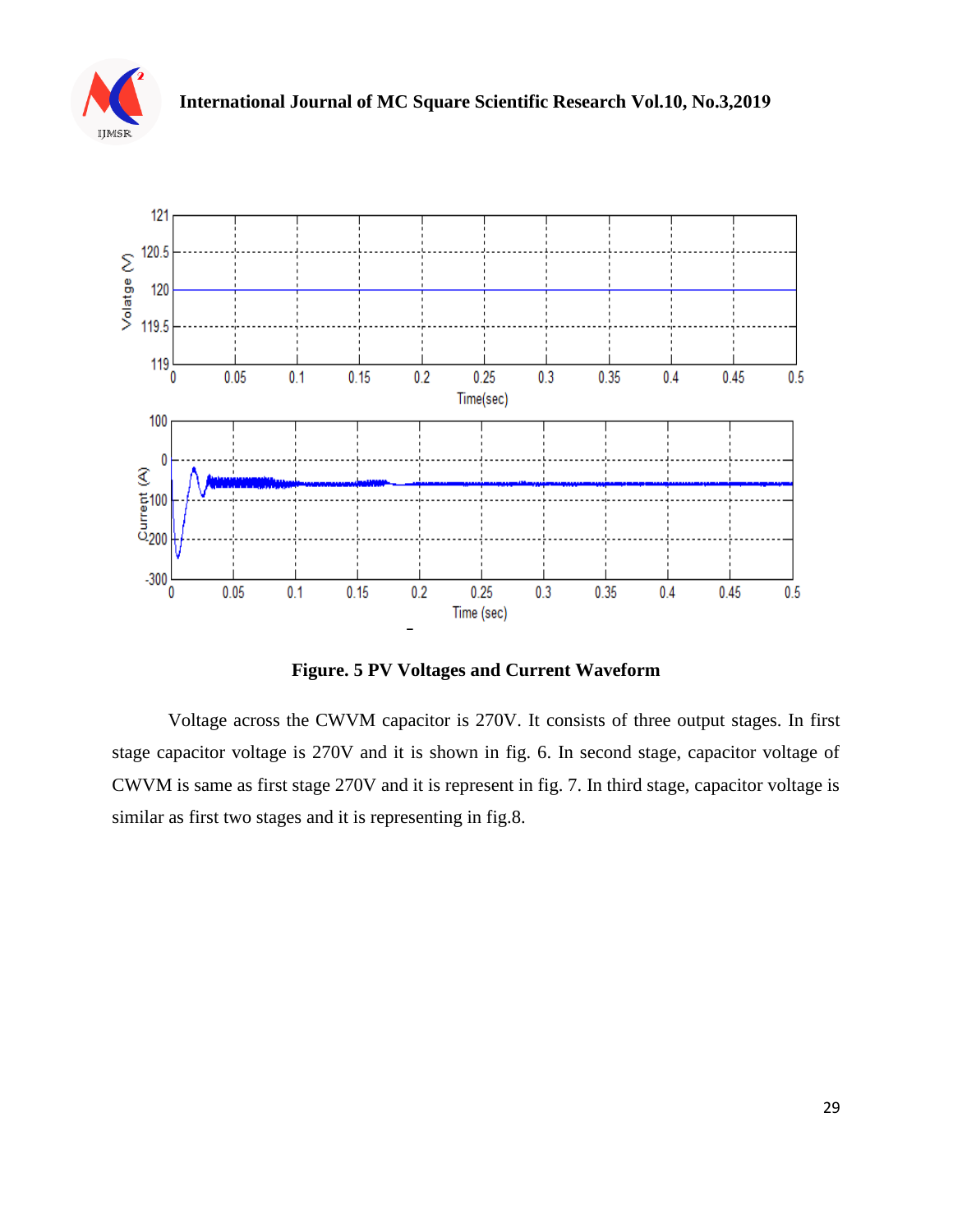**Figure. 5 PV Voltages and Current Waveform**

Voltage across the CWVM capacitor is 270V. It consists of three output stages. In first stage capacitor voltage is 270V and it is shown in fig. 6. In second stage, capacitor voltage of CWVM is same as first stage 270V and it is represent in fig. 7. In third stage, capacitor voltage is similar as first two stages and it is representing in fig.8.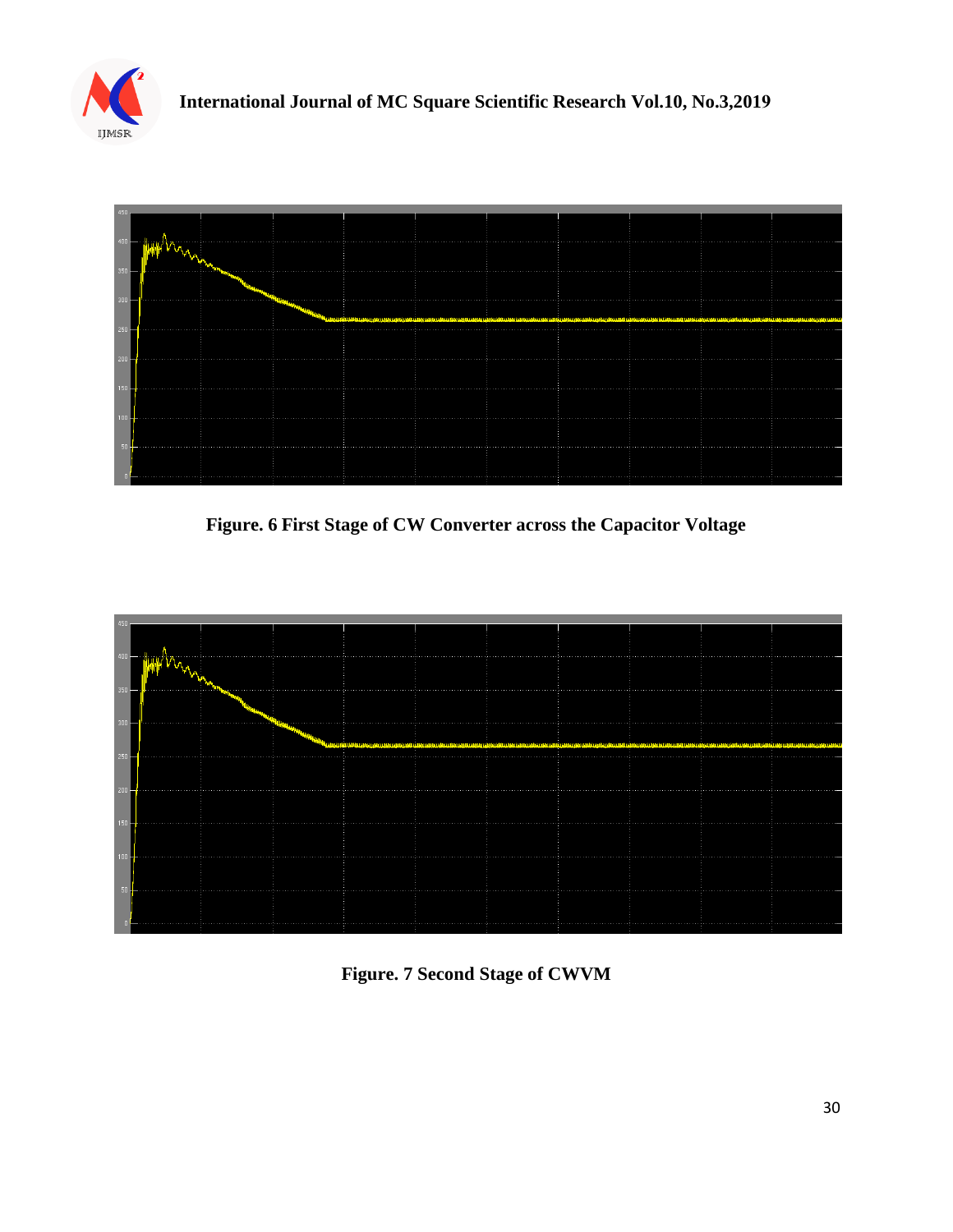Figure. 6 First Stage of CW Converter across the Capacitor Voltage

Figure. 7 Second Stage of CWVM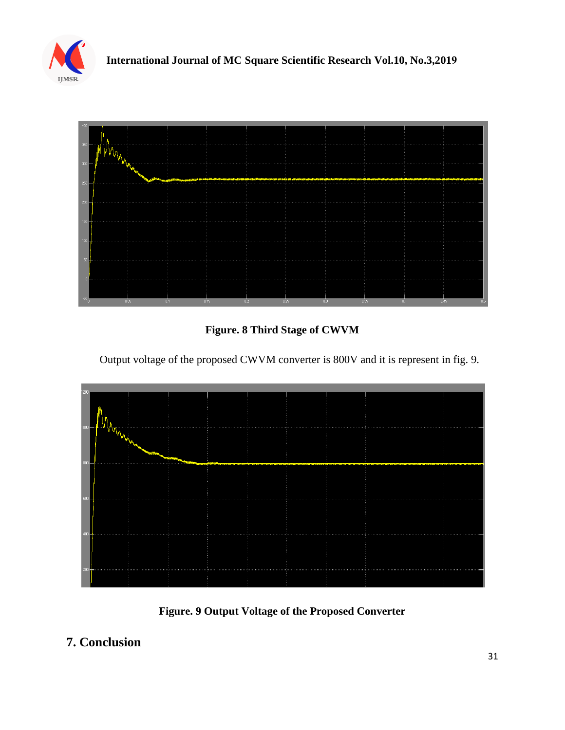Figure. 8 Third Stage of CWVM

Output voltage of the proposed CWVM converter is 800V and it is represent in fig. 9.

Figure. 9 Output Voltage of the Proposed Converter

## 7. Conclusion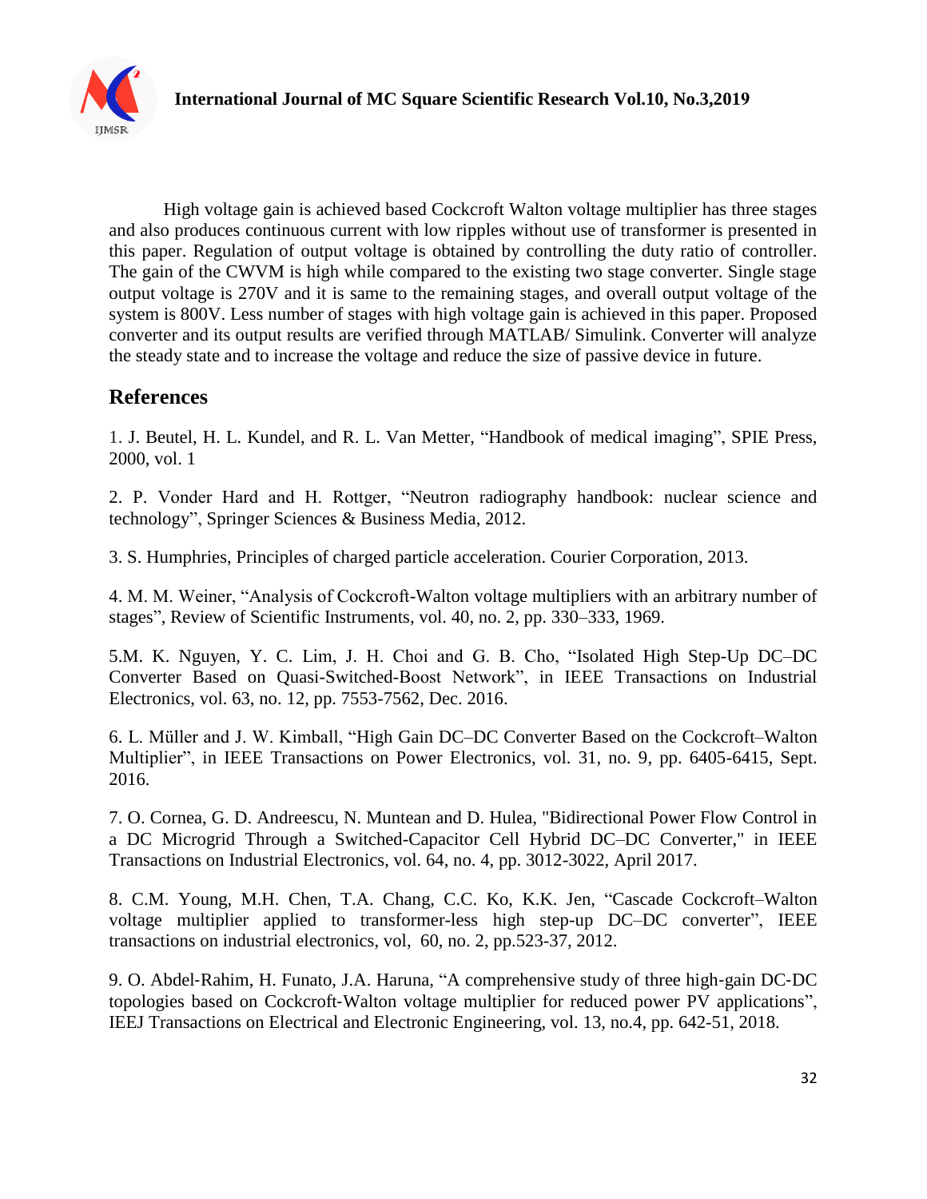High voltage gain is achieved based Cockcroft Walton voltage multiplier has three stages and also produces continuous current with low ripples without use of transformer is presented in this paper. Regulation of output voltage is obtained by controlling the duty ratio of controller. The gain of the CWVM is high while compared to the existing two stage converter. Single stage output voltage is 270V and it is same to the remaining stages, and overall output voltage of the system is 800V. Less number of stages with high voltage gain is achieved in this paper. Proposed converter and its output results are verified through MATLAB/ Simulink. Converter will analyze the steady state and to increase the voltage and reduce the size of passive device in future.

## References

1. J. Beutel, H. L. Kundel, and R. L. Van Metter, "Handbook of medical imaging", SPIE Press, 2000, vol. 1

2. P. Vonder Hard and H. Rottger, "Neutron radiography handbook: nuclear science and technology", Springer Sciences & Business Media, 2012.

3. S. Humphries, Principles of charged particle acceleration. Courier Corporation, 2013.

4. M. M. Weiner, "Analysis of Cockcroft-Walton voltage multipliers with an arbitrary number of stages", Review of Scientific Instruments, vol. 40, no. 2, pp. 330–333, 1969.

5.M. K. Nguyen, Y. C. Lim, J. H. Choi and G. B. Cho, "Isolated High Step-Up DC–DC Converter Based on Quasi-Switched-Boost Network", in IEEE Transactions on Industrial Electronics, vol. 63, no. 12, pp. 7553-7562, Dec. 2016.

6. L. Müller and J. W. Kimball, "High Gain DC–DC Converter Based on the Cockcroft–Walton Multiplier", in IEEE Transactions on Power Electronics, vol. 31, no. 9, pp. 6405-6415, Sept. 2016.

7. O. Cornea, G. D. Andreescu, N. Muntean and D. Hulea, "Bidirectional Power Flow Control in a DC Microgrid Through a Switched-Capacitor Cell Hybrid DC–DC Converter," in IEEE Transactions on Industrial Electronics, vol. 64, no. 4, pp. 3012-3022, April 2017.

8. C.M. Young, M.H. Chen, T.A. Chang, C.C. Ko, K.K. Jen, "Cascade Cockcroft–Walton voltage multiplier applied to transformer-less high step-up DC–DC converter", IEEE transactions on industrial electronics, vol, 60, no. 2, pp.523-37, 2012.

9. O. Abdel-Rahim, H. Funato, J.A. Haruna, "A comprehensive study of three high-gain DC-DC topologies based on Cockcroft-Walton voltage multiplier for reduced power PV applications", IEEJ Transactions on Electrical and Electronic Engineering, vol. 13, no.4, pp. 642-51, 2018.